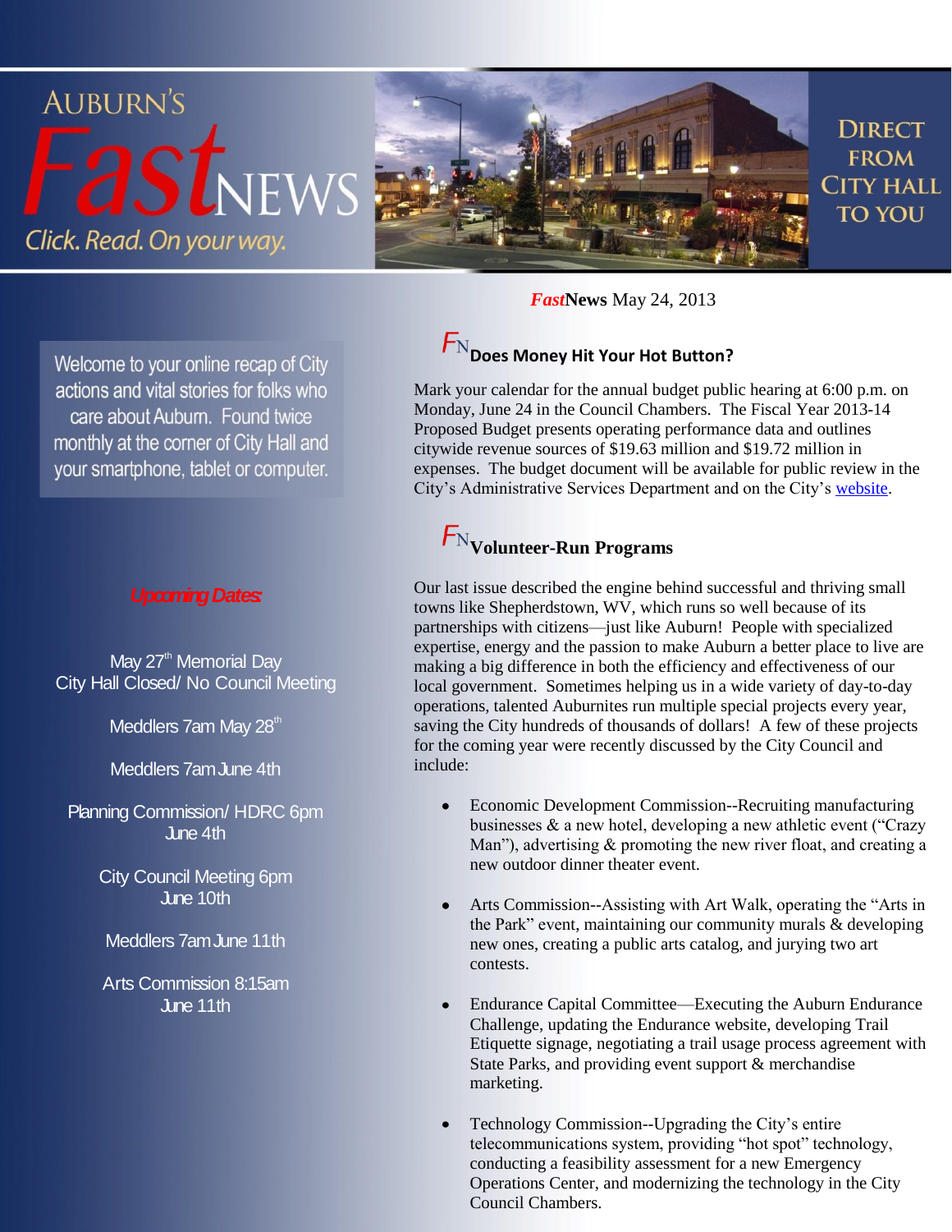# AUBURN'S *Fast*NEWS

*Click. Read. On your way.*

DIRECT FROM CITY HALL TO YOU

***Fast*****News** May 24, 2013

Welcome to your online recap of City actions and vital stories for folks who care about Auburn. Found twice monthly at the corner of City Hall and your smartphone, tablet or computer.

***Upcoming Dates:***

May 27th Memorial Day
City Hall Closed/ No Council Meeting

Meddlers 7am May 28th

Meddlers 7am June 4th

Planning Commission/ HDRC 6pm
June 4th

City Council Meeting 6pm
June 10th

Meddlers 7am June 11th

Arts Commission 8:15am
June 11th

## FN Does Money Hit Your Hot Button?

Mark your calendar for the annual budget public hearing at 6:00 p.m. on Monday, June 24 in the Council Chambers. The Fiscal Year 2013-14 Proposed Budget presents operating performance data and outlines citywide revenue sources of $19.63 million and $19.72 million in expenses. The budget document will be available for public review in the City's Administrative Services Department and on the City's website.

## FN Volunteer-Run Programs

Our last issue described the engine behind successful and thriving small towns like Shepherdstown, WV, which runs so well because of its partnerships with citizens—just like Auburn! People with specialized expertise, energy and the passion to make Auburn a better place to live are making a big difference in both the efficiency and effectiveness of our local government. Sometimes helping us in a wide variety of day-to-day operations, talented Auburnites run multiple special projects every year, saving the City hundreds of thousands of dollars! A few of these projects for the coming year were recently discussed by the City Council and include:

- Economic Development Commission--Recruiting manufacturing businesses & a new hotel, developing a new athletic event ("Crazy Man"), advertising & promoting the new river float, and creating a new outdoor dinner theater event.
- Arts Commission--Assisting with Art Walk, operating the "Arts in the Park" event, maintaining our community murals & developing new ones, creating a public arts catalog, and jurying two art contests.
- Endurance Capital Committee—Executing the Auburn Endurance Challenge, updating the Endurance website, developing Trail Etiquette signage, negotiating a trail usage process agreement with State Parks, and providing event support & merchandise marketing.
- Technology Commission--Upgrading the City's entire telecommunications system, providing "hot spot" technology, conducting a feasibility assessment for a new Emergency Operations Center, and modernizing the technology in the City Council Chambers.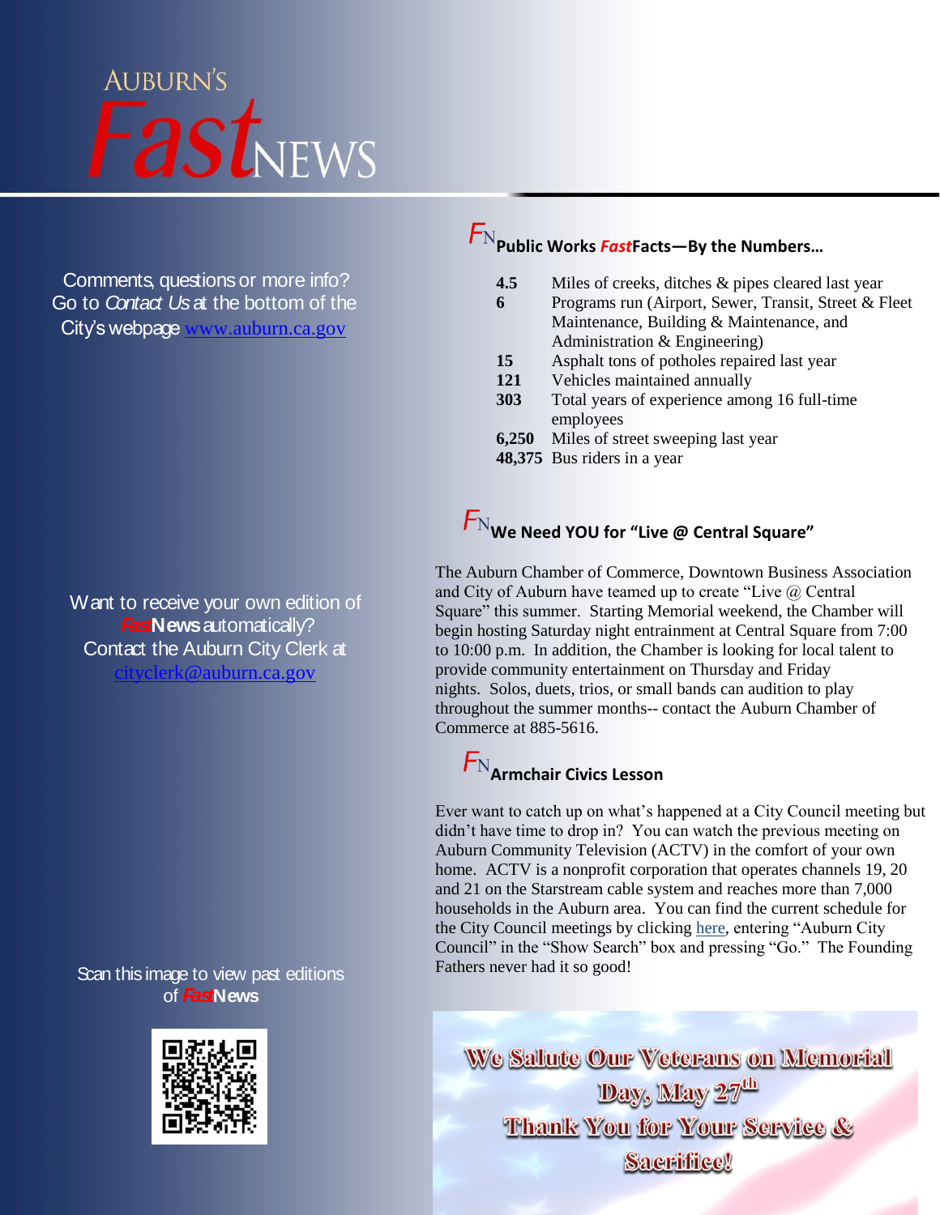# AUBURN'S *Fast*NEWS

Comments, questions or more info?
Go to *Contact Us* at the bottom of the City's webpage www.auburn.ca.gov

Want to receive your own edition of ***Fast*News** automatically?
Contact the Auburn City Clerk at cityclerk@auburn.ca.gov

Scan this image to view past editions of ***Fast*News**

## FN Public Works *Fast*Facts—By the Numbers…

| | |
|---|---|
| **4.5** | Miles of creeks, ditches & pipes cleared last year |
| **6** | Programs run (Airport, Sewer, Transit, Street & Fleet Maintenance, Building & Maintenance, and Administration & Engineering) |
| **15** | Asphalt tons of potholes repaired last year |
| **121** | Vehicles maintained annually |
| **303** | Total years of experience among 16 full-time employees |
| **6,250** | Miles of street sweeping last year |
| **48,375** | Bus riders in a year |

## FN We Need YOU for "Live @ Central Square"

The Auburn Chamber of Commerce, Downtown Business Association and City of Auburn have teamed up to create "Live @ Central Square" this summer. Starting Memorial weekend, the Chamber will begin hosting Saturday night entrainment at Central Square from 7:00 to 10:00 p.m. In addition, the Chamber is looking for local talent to provide community entertainment on Thursday and Friday nights. Solos, duets, trios, or small bands can audition to play throughout the summer months-- contact the Auburn Chamber of Commerce at 885-5616.

## FN Armchair Civics Lesson

Ever want to catch up on what's happened at a City Council meeting but didn't have time to drop in? You can watch the previous meeting on Auburn Community Television (ACTV) in the comfort of your own home. ACTV is a nonprofit corporation that operates channels 19, 20 and 21 on the Starstream cable system and reaches more than 7,000 households in the Auburn area. You can find the current schedule for the City Council meetings by clicking here, entering "Auburn City Council" in the "Show Search" box and pressing "Go." The Founding Fathers never had it so good!

**We Salute Our Veterans on Memorial Day, May 27th**
**Thank You for Your Service & Sacrifice!**